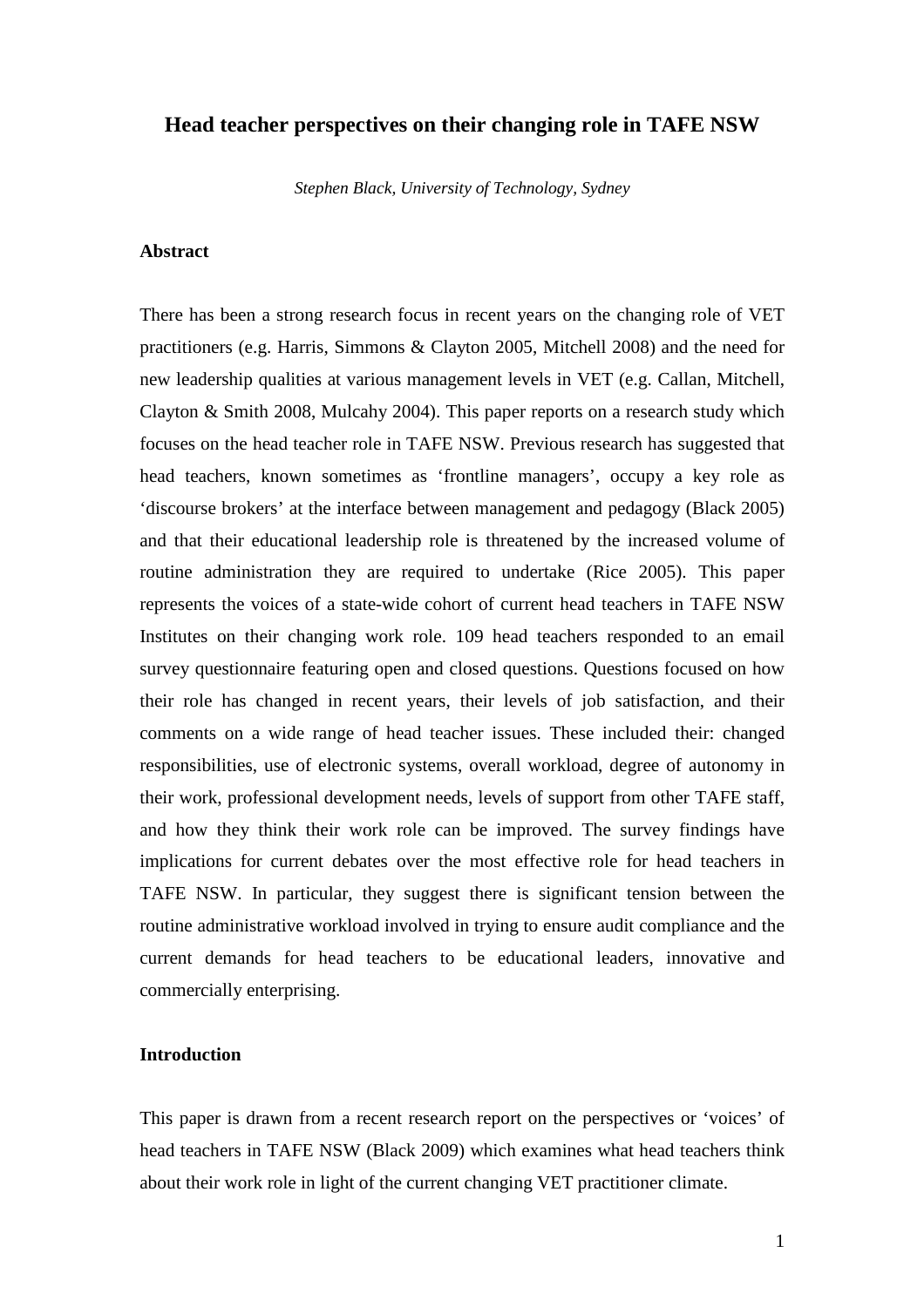# Head teacher perspectives on their changing role in TAFE NSW

*Stephen Black, University of Technology, Sydney*

## Abstract

There has been a strong research focus in recent years on the changing role of VET practitioners (e.g. Harris, Simmons & Clayton 2005, Mitchell 2008) and the need for new leadership qualities at various management levels in VET (e.g. Callan, Mitchell, Clayton & Smith 2008, Mulcahy 2004). This paper reports on a research study which focuses on the head teacher role in TAFE NSW. Previous research has suggested that head teachers, known sometimes as 'frontline managers', occupy a key role as 'discourse brokers' at the interface between management and pedagogy (Black 2005) and that their educational leadership role is threatened by the increased volume of routine administration they are required to undertake (Rice 2005). This paper represents the voices of a state-wide cohort of current head teachers in TAFE NSW Institutes on their changing work role. 109 head teachers responded to an email survey questionnaire featuring open and closed questions. Questions focused on how their role has changed in recent years, their levels of job satisfaction, and their comments on a wide range of head teacher issues. These included their: changed responsibilities, use of electronic systems, overall workload, degree of autonomy in their work, professional development needs, levels of support from other TAFE staff, and how they think their work role can be improved. The survey findings have implications for current debates over the most effective role for head teachers in TAFE NSW. In particular, they suggest there is significant tension between the routine administrative workload involved in trying to ensure audit compliance and the current demands for head teachers to be educational leaders, innovative and commercially enterprising.

## Introduction

This paper is drawn from a recent research report on the perspectives or 'voices' of head teachers in TAFE NSW (Black 2009) which examines what head teachers think about their work role in light of the current changing VET practitioner climate.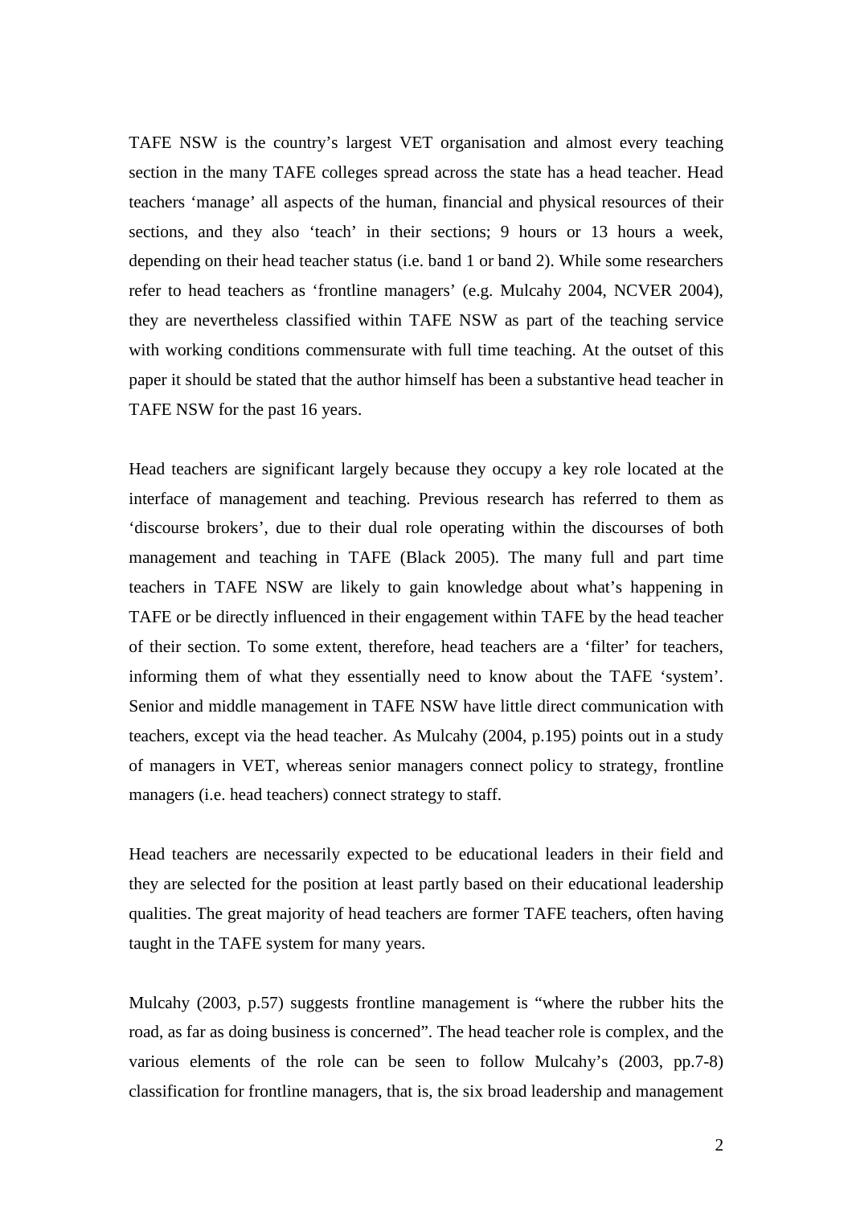TAFE NSW is the country's largest VET organisation and almost every teaching section in the many TAFE colleges spread across the state has a head teacher. Head teachers 'manage' all aspects of the human, financial and physical resources of their sections, and they also 'teach' in their sections; 9 hours or 13 hours a week, depending on their head teacher status (i.e. band 1 or band 2). While some researchers refer to head teachers as 'frontline managers' (e.g. Mulcahy 2004, NCVER 2004), they are nevertheless classified within TAFE NSW as part of the teaching service with working conditions commensurate with full time teaching. At the outset of this paper it should be stated that the author himself has been a substantive head teacher in TAFE NSW for the past 16 years.

Head teachers are significant largely because they occupy a key role located at the interface of management and teaching. Previous research has referred to them as 'discourse brokers', due to their dual role operating within the discourses of both management and teaching in TAFE (Black 2005). The many full and part time teachers in TAFE NSW are likely to gain knowledge about what's happening in TAFE or be directly influenced in their engagement within TAFE by the head teacher of their section. To some extent, therefore, head teachers are a 'filter' for teachers, informing them of what they essentially need to know about the TAFE 'system'. Senior and middle management in TAFE NSW have little direct communication with teachers, except via the head teacher. As Mulcahy (2004, p.195) points out in a study of managers in VET, whereas senior managers connect policy to strategy, frontline managers (i.e. head teachers) connect strategy to staff.

Head teachers are necessarily expected to be educational leaders in their field and they are selected for the position at least partly based on their educational leadership qualities. The great majority of head teachers are former TAFE teachers, often having taught in the TAFE system for many years.

Mulcahy (2003, p.57) suggests frontline management is "where the rubber hits the road, as far as doing business is concerned". The head teacher role is complex, and the various elements of the role can be seen to follow Mulcahy's (2003, pp.7-8) classification for frontline managers, that is, the six broad leadership and management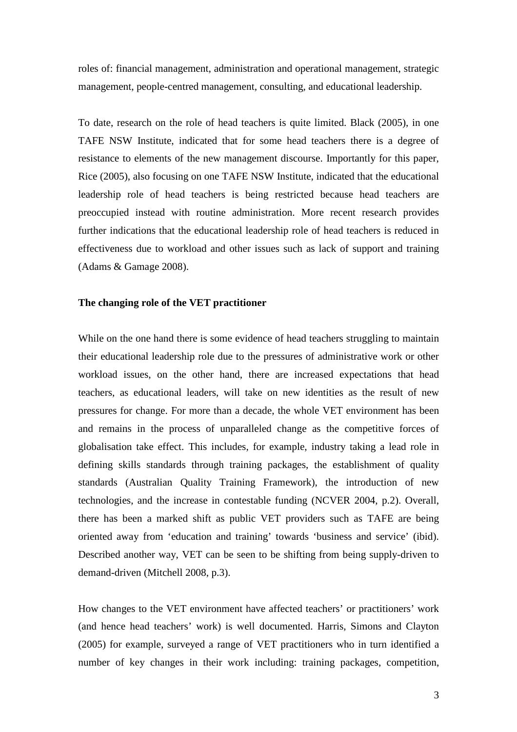roles of: financial management, administration and operational management, strategic management, people-centred management, consulting, and educational leadership.

To date, research on the role of head teachers is quite limited. Black (2005), in one TAFE NSW Institute, indicated that for some head teachers there is a degree of resistance to elements of the new management discourse. Importantly for this paper, Rice (2005), also focusing on one TAFE NSW Institute, indicated that the educational leadership role of head teachers is being restricted because head teachers are preoccupied instead with routine administration. More recent research provides further indications that the educational leadership role of head teachers is reduced in effectiveness due to workload and other issues such as lack of support and training (Adams & Gamage 2008).

**The changing role of the VET practitioner**

While on the one hand there is some evidence of head teachers struggling to maintain their educational leadership role due to the pressures of administrative work or other workload issues, on the other hand, there are increased expectations that head teachers, as educational leaders, will take on new identities as the result of new pressures for change. For more than a decade, the whole VET environment has been and remains in the process of unparalleled change as the competitive forces of globalisation take effect. This includes, for example, industry taking a lead role in defining skills standards through training packages, the establishment of quality standards (Australian Quality Training Framework), the introduction of new technologies, and the increase in contestable funding (NCVER 2004, p.2). Overall, there has been a marked shift as public VET providers such as TAFE are being oriented away from 'education and training' towards 'business and service' (ibid). Described another way, VET can be seen to be shifting from being supply-driven to demand-driven (Mitchell 2008, p.3).

How changes to the VET environment have affected teachers' or practitioners' work (and hence head teachers' work) is well documented. Harris, Simons and Clayton (2005) for example, surveyed a range of VET practitioners who in turn identified a number of key changes in their work including: training packages, competition,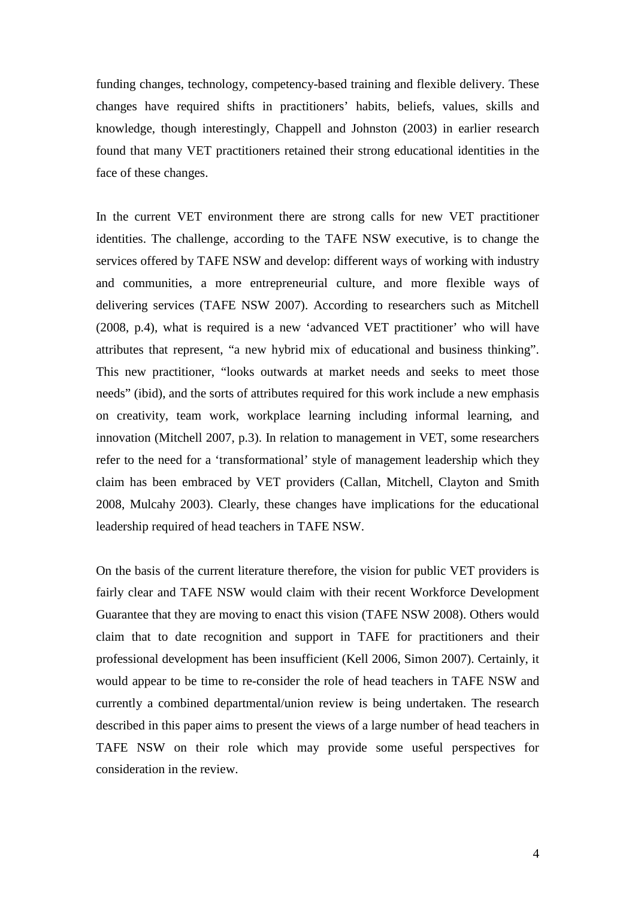funding changes, technology, competency-based training and flexible delivery. These changes have required shifts in practitioners' habits, beliefs, values, skills and knowledge, though interestingly, Chappell and Johnston (2003) in earlier research found that many VET practitioners retained their strong educational identities in the face of these changes.

In the current VET environment there are strong calls for new VET practitioner identities. The challenge, according to the TAFE NSW executive, is to change the services offered by TAFE NSW and develop: different ways of working with industry and communities, a more entrepreneurial culture, and more flexible ways of delivering services (TAFE NSW 2007). According to researchers such as Mitchell (2008, p.4), what is required is a new 'advanced VET practitioner' who will have attributes that represent, "a new hybrid mix of educational and business thinking". This new practitioner, "looks outwards at market needs and seeks to meet those needs" (ibid), and the sorts of attributes required for this work include a new emphasis on creativity, team work, workplace learning including informal learning, and innovation (Mitchell 2007, p.3). In relation to management in VET, some researchers refer to the need for a 'transformational' style of management leadership which they claim has been embraced by VET providers (Callan, Mitchell, Clayton and Smith 2008, Mulcahy 2003). Clearly, these changes have implications for the educational leadership required of head teachers in TAFE NSW.

On the basis of the current literature therefore, the vision for public VET providers is fairly clear and TAFE NSW would claim with their recent Workforce Development Guarantee that they are moving to enact this vision (TAFE NSW 2008). Others would claim that to date recognition and support in TAFE for practitioners and their professional development has been insufficient (Kell 2006, Simon 2007). Certainly, it would appear to be time to re-consider the role of head teachers in TAFE NSW and currently a combined departmental/union review is being undertaken. The research described in this paper aims to present the views of a large number of head teachers in TAFE NSW on their role which may provide some useful perspectives for consideration in the review.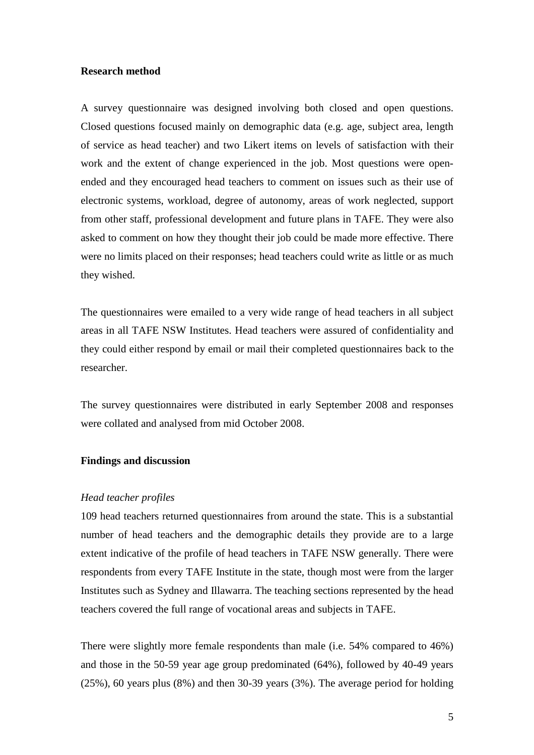**Research method**

A survey questionnaire was designed involving both closed and open questions. Closed questions focused mainly on demographic data (e.g. age, subject area, length of service as head teacher) and two Likert items on levels of satisfaction with their work and the extent of change experienced in the job. Most questions were open-ended and they encouraged head teachers to comment on issues such as their use of electronic systems, workload, degree of autonomy, areas of work neglected, support from other staff, professional development and future plans in TAFE. They were also asked to comment on how they thought their job could be made more effective. There were no limits placed on their responses; head teachers could write as little or as much they wished.

The questionnaires were emailed to a very wide range of head teachers in all subject areas in all TAFE NSW Institutes. Head teachers were assured of confidentiality and they could either respond by email or mail their completed questionnaires back to the researcher.

The survey questionnaires were distributed in early September 2008 and responses were collated and analysed from mid October 2008.

**Findings and discussion**

*Head teacher profiles*

109 head teachers returned questionnaires from around the state. This is a substantial number of head teachers and the demographic details they provide are to a large extent indicative of the profile of head teachers in TAFE NSW generally. There were respondents from every TAFE Institute in the state, though most were from the larger Institutes such as Sydney and Illawarra. The teaching sections represented by the head teachers covered the full range of vocational areas and subjects in TAFE.

There were slightly more female respondents than male (i.e. 54% compared to 46%) and those in the 50-59 year age group predominated (64%), followed by 40-49 years (25%), 60 years plus (8%) and then 30-39 years (3%). The average period for holding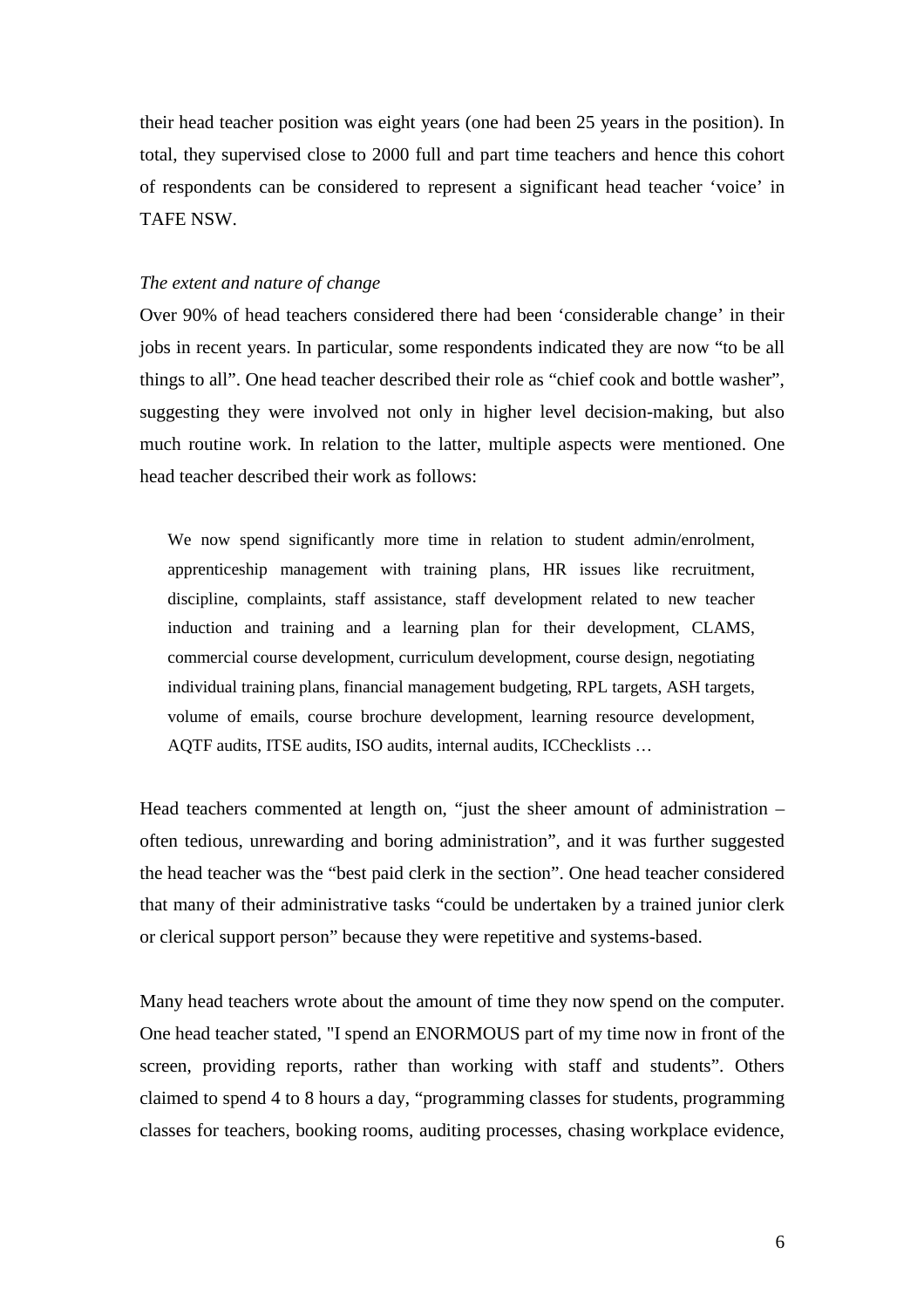their head teacher position was eight years (one had been 25 years in the position). In total, they supervised close to 2000 full and part time teachers and hence this cohort of respondents can be considered to represent a significant head teacher 'voice' in TAFE NSW.

*The extent and nature of change*

Over 90% of head teachers considered there had been 'considerable change' in their jobs in recent years. In particular, some respondents indicated they are now "to be all things to all". One head teacher described their role as "chief cook and bottle washer", suggesting they were involved not only in higher level decision-making, but also much routine work. In relation to the latter, multiple aspects were mentioned. One head teacher described their work as follows:

> We now spend significantly more time in relation to student admin/enrolment, apprenticeship management with training plans, HR issues like recruitment, discipline, complaints, staff assistance, staff development related to new teacher induction and training and a learning plan for their development, CLAMS, commercial course development, curriculum development, course design, negotiating individual training plans, financial management budgeting, RPL targets, ASH targets, volume of emails, course brochure development, learning resource development, AQTF audits, ITSE audits, ISO audits, internal audits, ICChecklists …

Head teachers commented at length on, "just the sheer amount of administration – often tedious, unrewarding and boring administration", and it was further suggested the head teacher was the "best paid clerk in the section". One head teacher considered that many of their administrative tasks "could be undertaken by a trained junior clerk or clerical support person" because they were repetitive and systems-based.

Many head teachers wrote about the amount of time they now spend on the computer. One head teacher stated, "I spend an ENORMOUS part of my time now in front of the screen, providing reports, rather than working with staff and students". Others claimed to spend 4 to 8 hours a day, "programming classes for students, programming classes for teachers, booking rooms, auditing processes, chasing workplace evidence,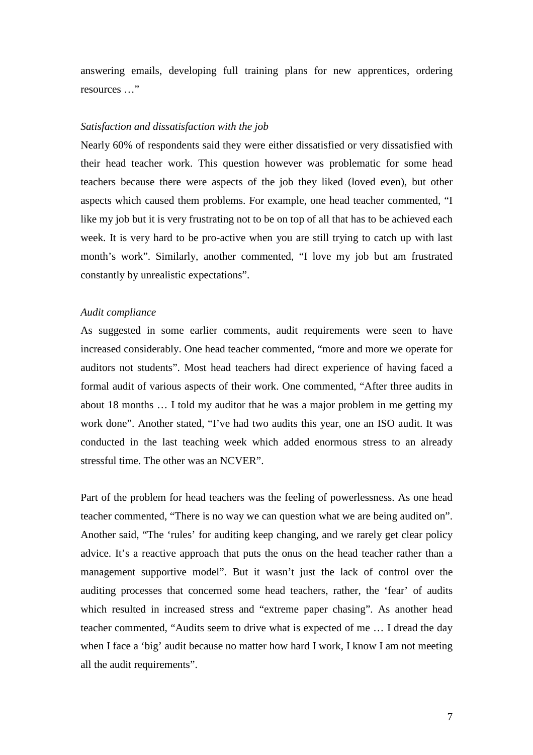answering emails, developing full training plans for new apprentices, ordering resources …"

*Satisfaction and dissatisfaction with the job*

Nearly 60% of respondents said they were either dissatisfied or very dissatisfied with their head teacher work. This question however was problematic for some head teachers because there were aspects of the job they liked (loved even), but other aspects which caused them problems. For example, one head teacher commented, "I like my job but it is very frustrating not to be on top of all that has to be achieved each week. It is very hard to be pro-active when you are still trying to catch up with last month's work". Similarly, another commented, "I love my job but am frustrated constantly by unrealistic expectations".

*Audit compliance*

As suggested in some earlier comments, audit requirements were seen to have increased considerably. One head teacher commented, "more and more we operate for auditors not students". Most head teachers had direct experience of having faced a formal audit of various aspects of their work. One commented, "After three audits in about 18 months … I told my auditor that he was a major problem in me getting my work done". Another stated, "I've had two audits this year, one an ISO audit. It was conducted in the last teaching week which added enormous stress to an already stressful time. The other was an NCVER".

Part of the problem for head teachers was the feeling of powerlessness. As one head teacher commented, "There is no way we can question what we are being audited on". Another said, "The 'rules' for auditing keep changing, and we rarely get clear policy advice. It's a reactive approach that puts the onus on the head teacher rather than a management supportive model". But it wasn't just the lack of control over the auditing processes that concerned some head teachers, rather, the 'fear' of audits which resulted in increased stress and "extreme paper chasing". As another head teacher commented, "Audits seem to drive what is expected of me … I dread the day when I face a 'big' audit because no matter how hard I work, I know I am not meeting all the audit requirements".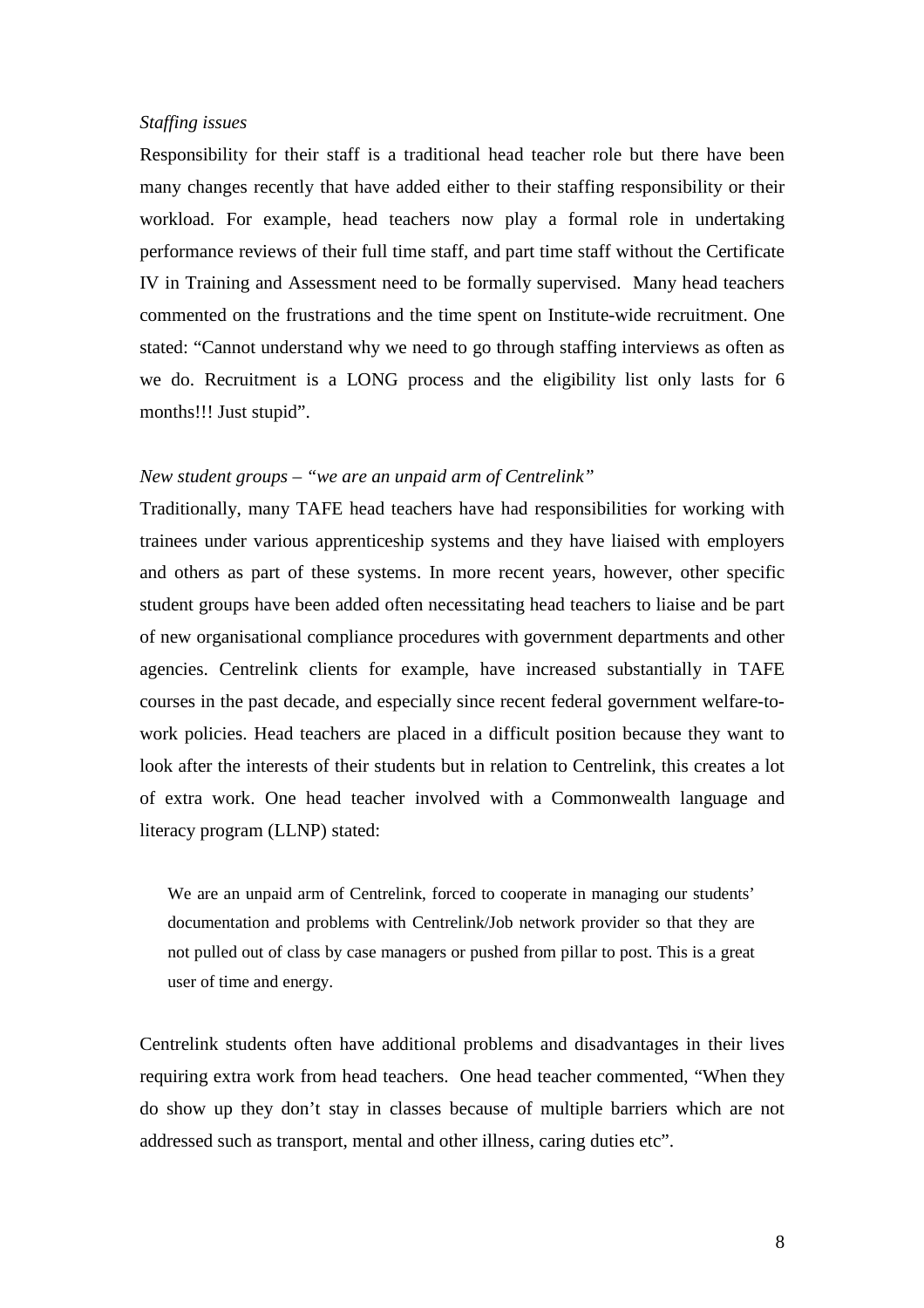*Staffing issues*

Responsibility for their staff is a traditional head teacher role but there have been many changes recently that have added either to their staffing responsibility or their workload. For example, head teachers now play a formal role in undertaking performance reviews of their full time staff, and part time staff without the Certificate IV in Training and Assessment need to be formally supervised. Many head teachers commented on the frustrations and the time spent on Institute-wide recruitment. One stated: "Cannot understand why we need to go through staffing interviews as often as we do. Recruitment is a LONG process and the eligibility list only lasts for 6 months!!! Just stupid".

*New student groups – "we are an unpaid arm of Centrelink"*

Traditionally, many TAFE head teachers have had responsibilities for working with trainees under various apprenticeship systems and they have liaised with employers and others as part of these systems. In more recent years, however, other specific student groups have been added often necessitating head teachers to liaise and be part of new organisational compliance procedures with government departments and other agencies. Centrelink clients for example, have increased substantially in TAFE courses in the past decade, and especially since recent federal government welfare-to-work policies. Head teachers are placed in a difficult position because they want to look after the interests of their students but in relation to Centrelink, this creates a lot of extra work. One head teacher involved with a Commonwealth language and literacy program (LLNP) stated:

> We are an unpaid arm of Centrelink, forced to cooperate in managing our students' documentation and problems with Centrelink/Job network provider so that they are not pulled out of class by case managers or pushed from pillar to post. This is a great user of time and energy.

Centrelink students often have additional problems and disadvantages in their lives requiring extra work from head teachers. One head teacher commented, "When they do show up they don't stay in classes because of multiple barriers which are not addressed such as transport, mental and other illness, caring duties etc".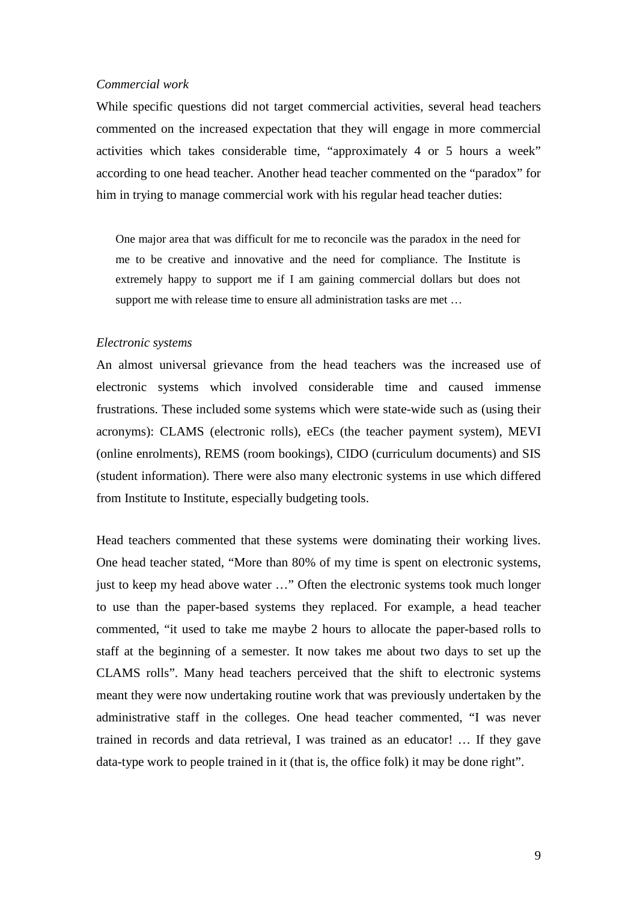*Commercial work*

While specific questions did not target commercial activities, several head teachers commented on the increased expectation that they will engage in more commercial activities which takes considerable time, "approximately 4 or 5 hours a week" according to one head teacher. Another head teacher commented on the "paradox" for him in trying to manage commercial work with his regular head teacher duties:

> One major area that was difficult for me to reconcile was the paradox in the need for me to be creative and innovative and the need for compliance. The Institute is extremely happy to support me if I am gaining commercial dollars but does not support me with release time to ensure all administration tasks are met …

*Electronic systems*

An almost universal grievance from the head teachers was the increased use of electronic systems which involved considerable time and caused immense frustrations. These included some systems which were state-wide such as (using their acronyms): CLAMS (electronic rolls), eECs (the teacher payment system), MEVI (online enrolments), REMS (room bookings), CIDO (curriculum documents) and SIS (student information). There were also many electronic systems in use which differed from Institute to Institute, especially budgeting tools.

Head teachers commented that these systems were dominating their working lives. One head teacher stated, "More than 80% of my time is spent on electronic systems, just to keep my head above water …" Often the electronic systems took much longer to use than the paper-based systems they replaced. For example, a head teacher commented, "it used to take me maybe 2 hours to allocate the paper-based rolls to staff at the beginning of a semester. It now takes me about two days to set up the CLAMS rolls". Many head teachers perceived that the shift to electronic systems meant they were now undertaking routine work that was previously undertaken by the administrative staff in the colleges. One head teacher commented, "I was never trained in records and data retrieval, I was trained as an educator! … If they gave data-type work to people trained in it (that is, the office folk) it may be done right".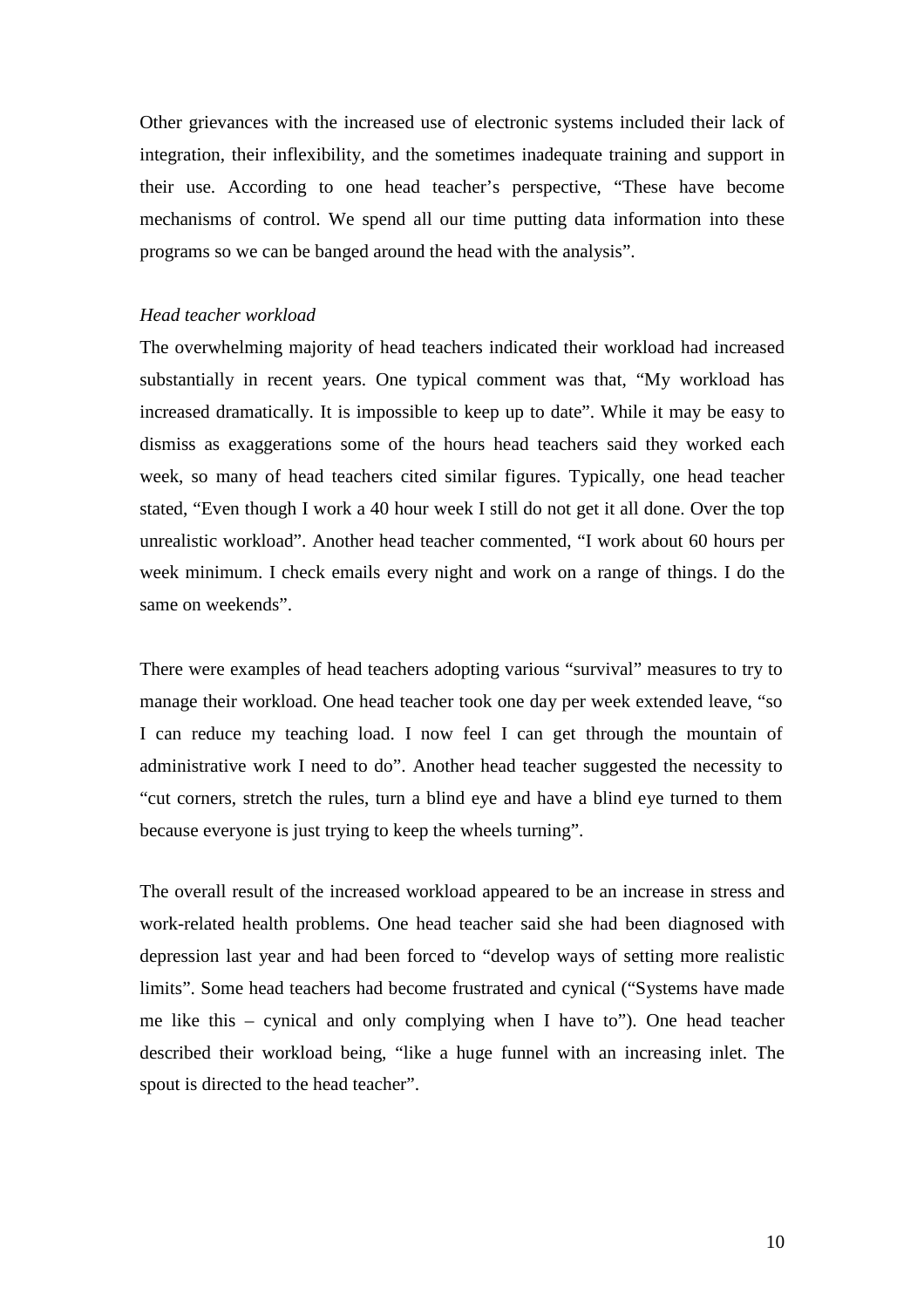Other grievances with the increased use of electronic systems included their lack of integration, their inflexibility, and the sometimes inadequate training and support in their use. According to one head teacher's perspective, "These have become mechanisms of control. We spend all our time putting data information into these programs so we can be banged around the head with the analysis".

*Head teacher workload*

The overwhelming majority of head teachers indicated their workload had increased substantially in recent years. One typical comment was that, "My workload has increased dramatically. It is impossible to keep up to date". While it may be easy to dismiss as exaggerations some of the hours head teachers said they worked each week, so many of head teachers cited similar figures. Typically, one head teacher stated, "Even though I work a 40 hour week I still do not get it all done. Over the top unrealistic workload". Another head teacher commented, "I work about 60 hours per week minimum. I check emails every night and work on a range of things. I do the same on weekends".

There were examples of head teachers adopting various "survival" measures to try to manage their workload. One head teacher took one day per week extended leave, "so I can reduce my teaching load. I now feel I can get through the mountain of administrative work I need to do". Another head teacher suggested the necessity to "cut corners, stretch the rules, turn a blind eye and have a blind eye turned to them because everyone is just trying to keep the wheels turning".

The overall result of the increased workload appeared to be an increase in stress and work-related health problems. One head teacher said she had been diagnosed with depression last year and had been forced to "develop ways of setting more realistic limits". Some head teachers had become frustrated and cynical ("Systems have made me like this – cynical and only complying when I have to"). One head teacher described their workload being, "like a huge funnel with an increasing inlet. The spout is directed to the head teacher".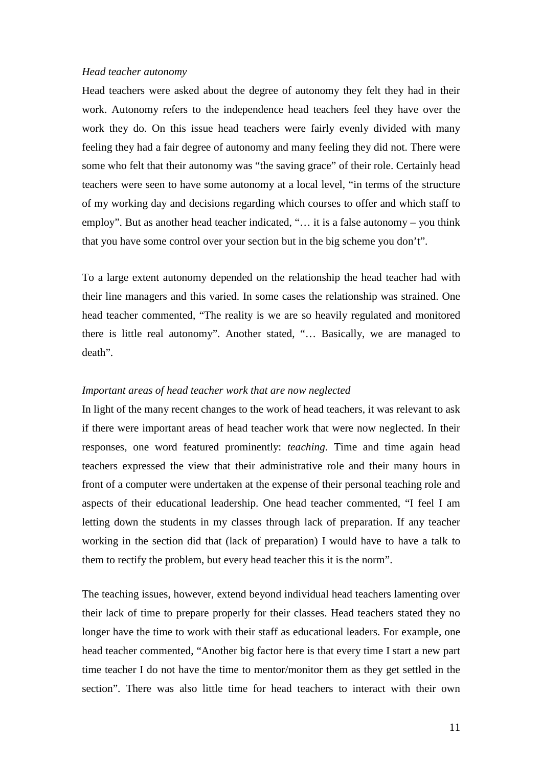*Head teacher autonomy*

Head teachers were asked about the degree of autonomy they felt they had in their work. Autonomy refers to the independence head teachers feel they have over the work they do. On this issue head teachers were fairly evenly divided with many feeling they had a fair degree of autonomy and many feeling they did not. There were some who felt that their autonomy was "the saving grace" of their role. Certainly head teachers were seen to have some autonomy at a local level, "in terms of the structure of my working day and decisions regarding which courses to offer and which staff to employ". But as another head teacher indicated, "… it is a false autonomy – you think that you have some control over your section but in the big scheme you don't".

To a large extent autonomy depended on the relationship the head teacher had with their line managers and this varied. In some cases the relationship was strained. One head teacher commented, "The reality is we are so heavily regulated and monitored there is little real autonomy". Another stated, "… Basically, we are managed to death".

*Important areas of head teacher work that are now neglected*

In light of the many recent changes to the work of head teachers, it was relevant to ask if there were important areas of head teacher work that were now neglected. In their responses, one word featured prominently: *teaching*. Time and time again head teachers expressed the view that their administrative role and their many hours in front of a computer were undertaken at the expense of their personal teaching role and aspects of their educational leadership. One head teacher commented, "I feel I am letting down the students in my classes through lack of preparation. If any teacher working in the section did that (lack of preparation) I would have to have a talk to them to rectify the problem, but every head teacher this it is the norm".

The teaching issues, however, extend beyond individual head teachers lamenting over their lack of time to prepare properly for their classes. Head teachers stated they no longer have the time to work with their staff as educational leaders. For example, one head teacher commented, "Another big factor here is that every time I start a new part time teacher I do not have the time to mentor/monitor them as they get settled in the section". There was also little time for head teachers to interact with their own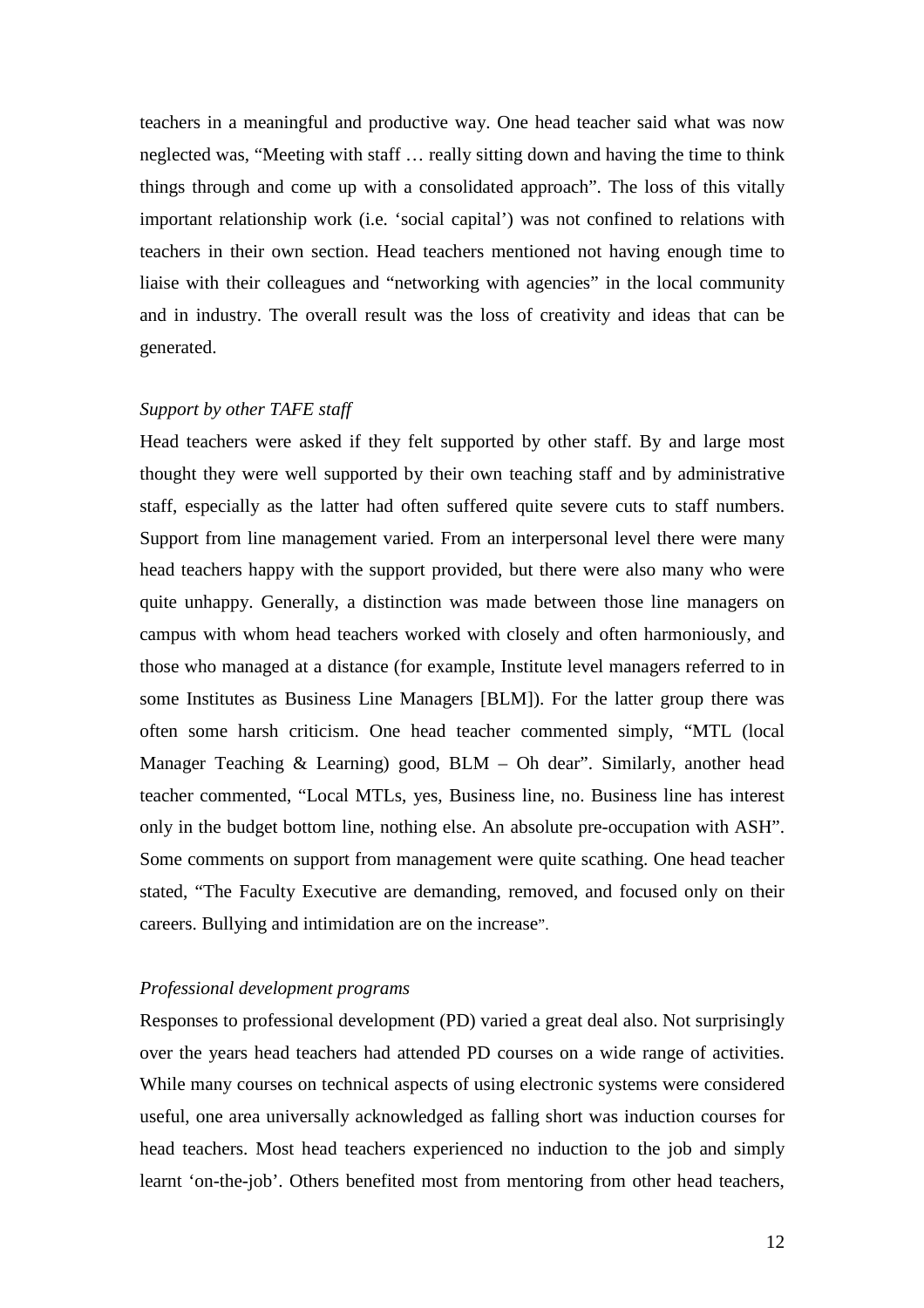teachers in a meaningful and productive way. One head teacher said what was now neglected was, "Meeting with staff … really sitting down and having the time to think things through and come up with a consolidated approach". The loss of this vitally important relationship work (i.e. 'social capital') was not confined to relations with teachers in their own section. Head teachers mentioned not having enough time to liaise with their colleagues and "networking with agencies" in the local community and in industry. The overall result was the loss of creativity and ideas that can be generated.

*Support by other TAFE staff*

Head teachers were asked if they felt supported by other staff. By and large most thought they were well supported by their own teaching staff and by administrative staff, especially as the latter had often suffered quite severe cuts to staff numbers. Support from line management varied. From an interpersonal level there were many head teachers happy with the support provided, but there were also many who were quite unhappy. Generally, a distinction was made between those line managers on campus with whom head teachers worked with closely and often harmoniously, and those who managed at a distance (for example, Institute level managers referred to in some Institutes as Business Line Managers [BLM]). For the latter group there was often some harsh criticism. One head teacher commented simply, "MTL (local Manager Teaching & Learning) good, BLM – Oh dear". Similarly, another head teacher commented, "Local MTLs, yes, Business line, no. Business line has interest only in the budget bottom line, nothing else. An absolute pre-occupation with ASH". Some comments on support from management were quite scathing. One head teacher stated, "The Faculty Executive are demanding, removed, and focused only on their careers. Bullying and intimidation are on the increase".

*Professional development programs*

Responses to professional development (PD) varied a great deal also. Not surprisingly over the years head teachers had attended PD courses on a wide range of activities. While many courses on technical aspects of using electronic systems were considered useful, one area universally acknowledged as falling short was induction courses for head teachers. Most head teachers experienced no induction to the job and simply learnt 'on-the-job'. Others benefited most from mentoring from other head teachers,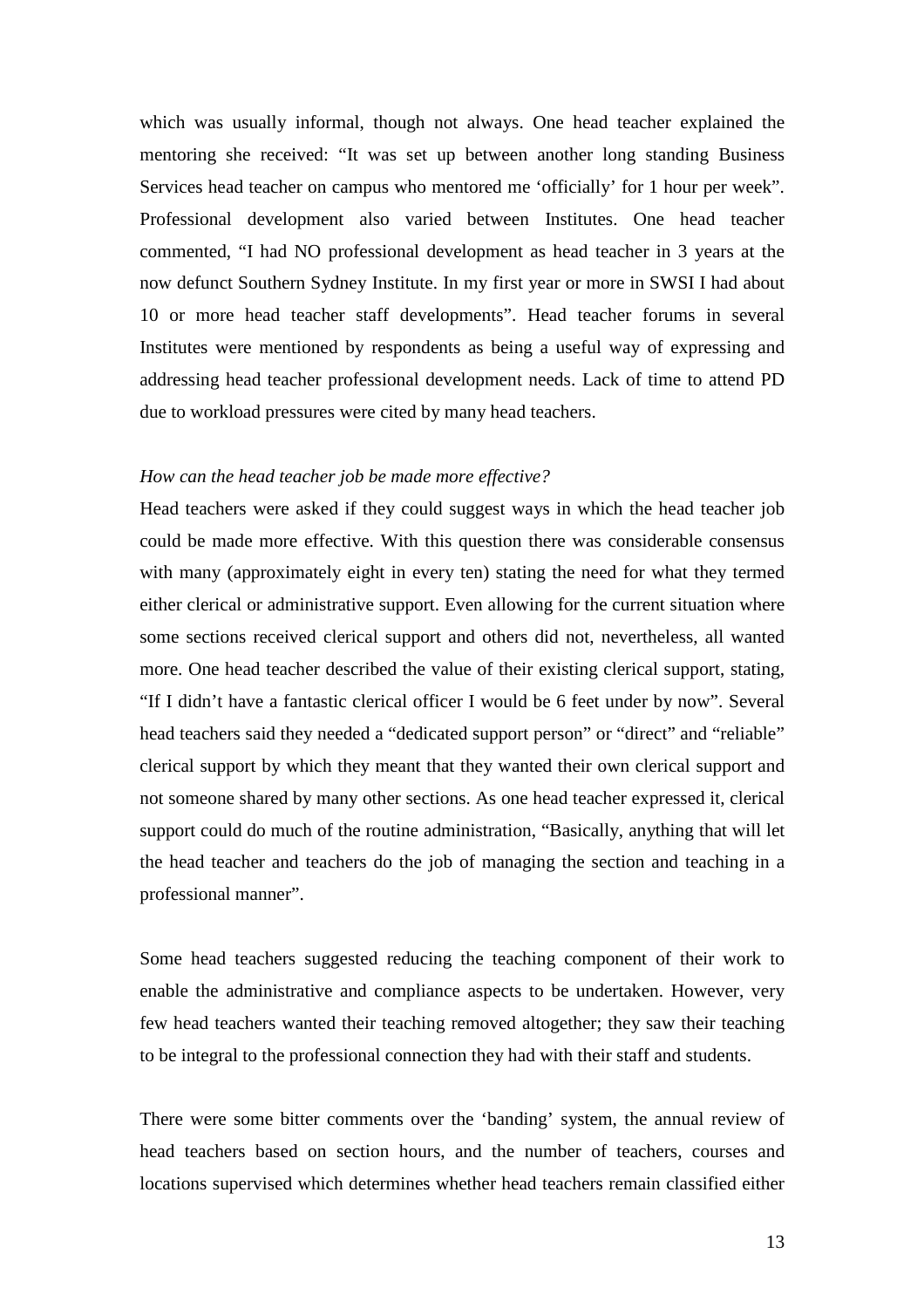which was usually informal, though not always. One head teacher explained the mentoring she received: "It was set up between another long standing Business Services head teacher on campus who mentored me 'officially' for 1 hour per week". Professional development also varied between Institutes. One head teacher commented, "I had NO professional development as head teacher in 3 years at the now defunct Southern Sydney Institute. In my first year or more in SWSI I had about 10 or more head teacher staff developments". Head teacher forums in several Institutes were mentioned by respondents as being a useful way of expressing and addressing head teacher professional development needs. Lack of time to attend PD due to workload pressures were cited by many head teachers.

*How can the head teacher job be made more effective?*

Head teachers were asked if they could suggest ways in which the head teacher job could be made more effective. With this question there was considerable consensus with many (approximately eight in every ten) stating the need for what they termed either clerical or administrative support. Even allowing for the current situation where some sections received clerical support and others did not, nevertheless, all wanted more. One head teacher described the value of their existing clerical support, stating, "If I didn't have a fantastic clerical officer I would be 6 feet under by now". Several head teachers said they needed a "dedicated support person" or "direct" and "reliable" clerical support by which they meant that they wanted their own clerical support and not someone shared by many other sections. As one head teacher expressed it, clerical support could do much of the routine administration, "Basically, anything that will let the head teacher and teachers do the job of managing the section and teaching in a professional manner".

Some head teachers suggested reducing the teaching component of their work to enable the administrative and compliance aspects to be undertaken. However, very few head teachers wanted their teaching removed altogether; they saw their teaching to be integral to the professional connection they had with their staff and students.

There were some bitter comments over the 'banding' system, the annual review of head teachers based on section hours, and the number of teachers, courses and locations supervised which determines whether head teachers remain classified either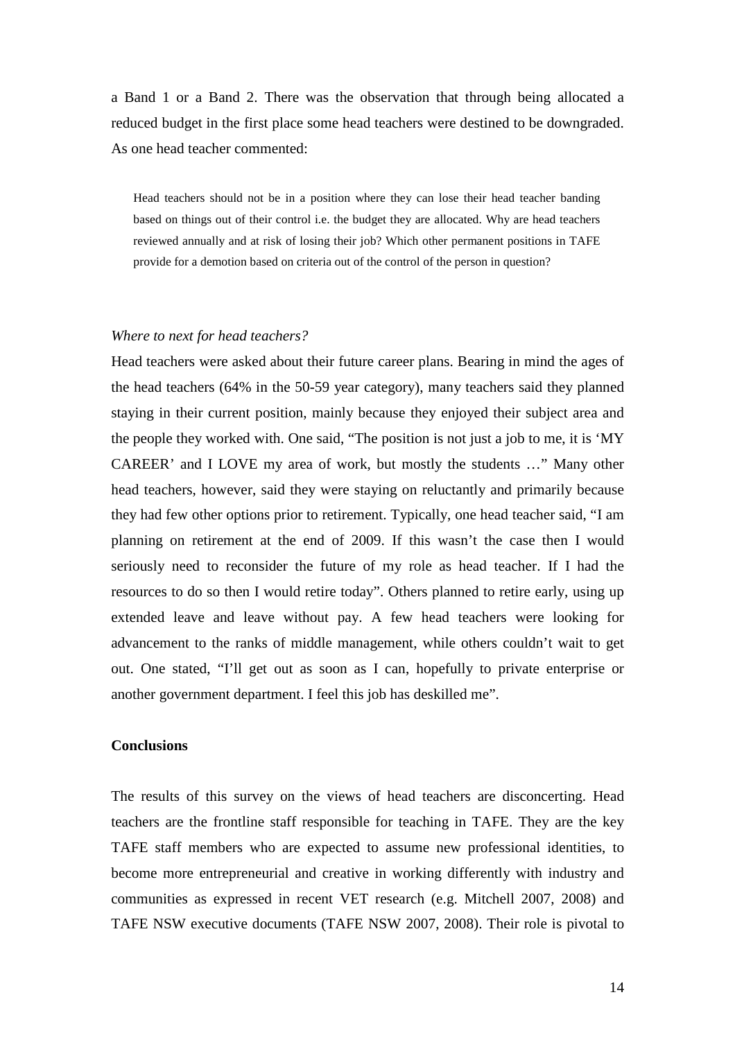a Band 1 or a Band 2. There was the observation that through being allocated a reduced budget in the first place some head teachers were destined to be downgraded. As one head teacher commented:

> Head teachers should not be in a position where they can lose their head teacher banding based on things out of their control i.e. the budget they are allocated. Why are head teachers reviewed annually and at risk of losing their job? Which other permanent positions in TAFE provide for a demotion based on criteria out of the control of the person in question?

*Where to next for head teachers?*

Head teachers were asked about their future career plans. Bearing in mind the ages of the head teachers (64% in the 50-59 year category), many teachers said they planned staying in their current position, mainly because they enjoyed their subject area and the people they worked with. One said, "The position is not just a job to me, it is 'MY CAREER' and I LOVE my area of work, but mostly the students …" Many other head teachers, however, said they were staying on reluctantly and primarily because they had few other options prior to retirement. Typically, one head teacher said, "I am planning on retirement at the end of 2009. If this wasn't the case then I would seriously need to reconsider the future of my role as head teacher. If I had the resources to do so then I would retire today". Others planned to retire early, using up extended leave and leave without pay. A few head teachers were looking for advancement to the ranks of middle management, while others couldn't wait to get out. One stated, "I'll get out as soon as I can, hopefully to private enterprise or another government department. I feel this job has deskilled me".

**Conclusions**

The results of this survey on the views of head teachers are disconcerting. Head teachers are the frontline staff responsible for teaching in TAFE. They are the key TAFE staff members who are expected to assume new professional identities, to become more entrepreneurial and creative in working differently with industry and communities as expressed in recent VET research (e.g. Mitchell 2007, 2008) and TAFE NSW executive documents (TAFE NSW 2007, 2008). Their role is pivotal to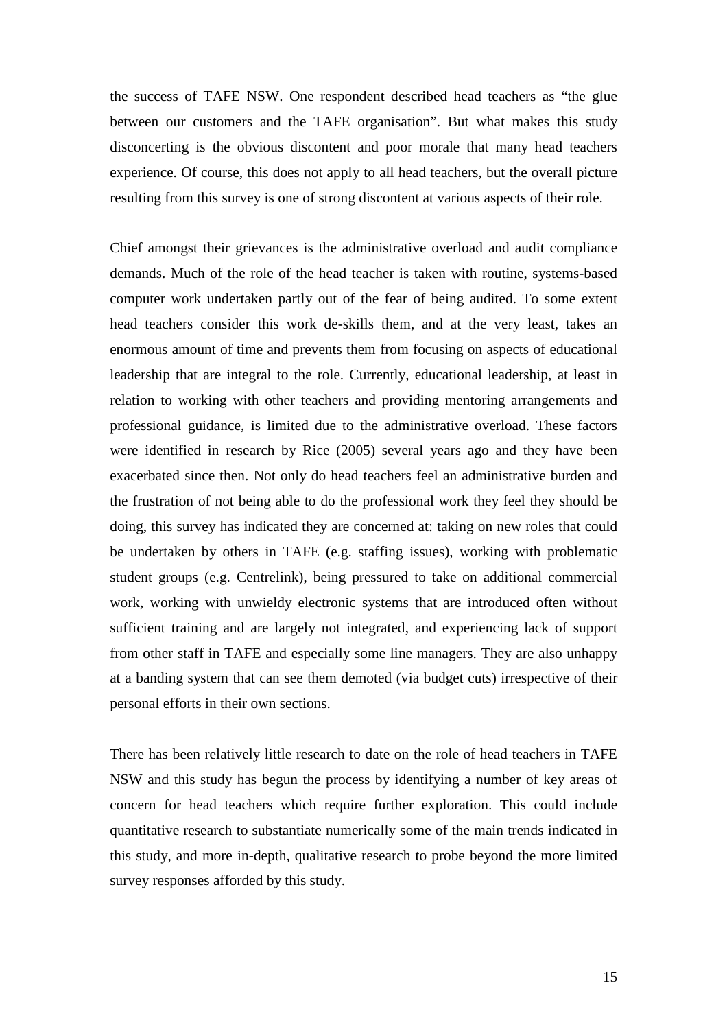the success of TAFE NSW. One respondent described head teachers as "the glue between our customers and the TAFE organisation". But what makes this study disconcerting is the obvious discontent and poor morale that many head teachers experience. Of course, this does not apply to all head teachers, but the overall picture resulting from this survey is one of strong discontent at various aspects of their role.

Chief amongst their grievances is the administrative overload and audit compliance demands. Much of the role of the head teacher is taken with routine, systems-based computer work undertaken partly out of the fear of being audited. To some extent head teachers consider this work de-skills them, and at the very least, takes an enormous amount of time and prevents them from focusing on aspects of educational leadership that are integral to the role. Currently, educational leadership, at least in relation to working with other teachers and providing mentoring arrangements and professional guidance, is limited due to the administrative overload. These factors were identified in research by Rice (2005) several years ago and they have been exacerbated since then. Not only do head teachers feel an administrative burden and the frustration of not being able to do the professional work they feel they should be doing, this survey has indicated they are concerned at: taking on new roles that could be undertaken by others in TAFE (e.g. staffing issues), working with problematic student groups (e.g. Centrelink), being pressured to take on additional commercial work, working with unwieldy electronic systems that are introduced often without sufficient training and are largely not integrated, and experiencing lack of support from other staff in TAFE and especially some line managers. They are also unhappy at a banding system that can see them demoted (via budget cuts) irrespective of their personal efforts in their own sections.

There has been relatively little research to date on the role of head teachers in TAFE NSW and this study has begun the process by identifying a number of key areas of concern for head teachers which require further exploration. This could include quantitative research to substantiate numerically some of the main trends indicated in this study, and more in-depth, qualitative research to probe beyond the more limited survey responses afforded by this study.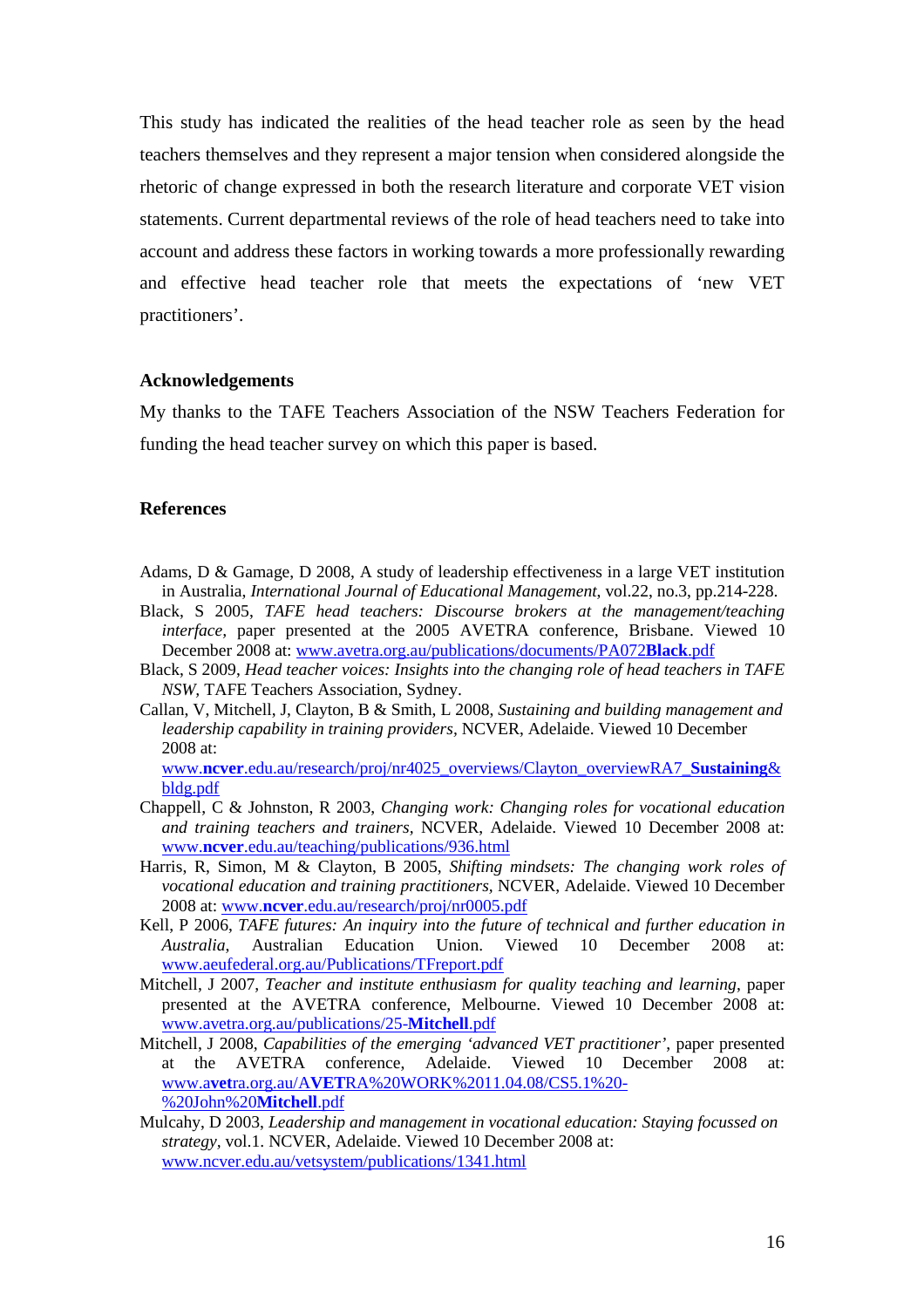This study has indicated the realities of the head teacher role as seen by the head teachers themselves and they represent a major tension when considered alongside the rhetoric of change expressed in both the research literature and corporate VET vision statements. Current departmental reviews of the role of head teachers need to take into account and address these factors in working towards a more professionally rewarding and effective head teacher role that meets the expectations of 'new VET practitioners'.

## Acknowledgements

My thanks to the TAFE Teachers Association of the NSW Teachers Federation for funding the head teacher survey on which this paper is based.

## References

Adams, D & Gamage, D 2008, A study of leadership effectiveness in a large VET institution in Australia, *International Journal of Educational Management*, vol.22, no.3, pp.214-228.

Black, S 2005, *TAFE head teachers: Discourse brokers at the management/teaching interface*, paper presented at the 2005 AVETRA conference, Brisbane. Viewed 10 December 2008 at: www.avetra.org.au/publications/documents/PA072**Black**.pdf

Black, S 2009, *Head teacher voices: Insights into the changing role of head teachers in TAFE NSW*, TAFE Teachers Association, Sydney.

Callan, V, Mitchell, J, Clayton, B & Smith, L 2008, *Sustaining and building management and leadership capability in training providers*, NCVER, Adelaide. Viewed 10 December 2008 at: www.**ncver**.edu.au/research/proj/nr4025_overviews/Clayton_overviewRA7_**Sustaining**&bldg.pdf

Chappell, C & Johnston, R 2003, *Changing work: Changing roles for vocational education and training teachers and trainers*, NCVER, Adelaide. Viewed 10 December 2008 at: www.**ncver**.edu.au/teaching/publications/936.html

Harris, R, Simon, M & Clayton, B 2005, *Shifting mindsets: The changing work roles of vocational education and training practitioners*, NCVER, Adelaide. Viewed 10 December 2008 at: www.**ncver**.edu.au/research/proj/nr0005.pdf

Kell, P 2006, *TAFE futures: An inquiry into the future of technical and further education in Australia*, Australian Education Union. Viewed 10 December 2008 at: www.aeufederal.org.au/Publications/TFreport.pdf

Mitchell, J 2007, *Teacher and institute enthusiasm for quality teaching and learning*, paper presented at the AVETRA conference, Melbourne. Viewed 10 December 2008 at: www.avetra.org.au/publications/25-**Mitchell**.pdf

Mitchell, J 2008, *Capabilities of the emerging 'advanced VET practitioner'*, paper presented at the AVETRA conference, Adelaide. Viewed 10 December 2008 at: www.a**vet**ra.org.au/A**VET**RA%20WORK%2011.04.08/CS5.1%20-%20John%20**Mitchell**.pdf

Mulcahy, D 2003, *Leadership and management in vocational education: Staying focussed on strategy*, vol.1. NCVER, Adelaide. Viewed 10 December 2008 at: www.ncver.edu.au/vetsystem/publications/1341.html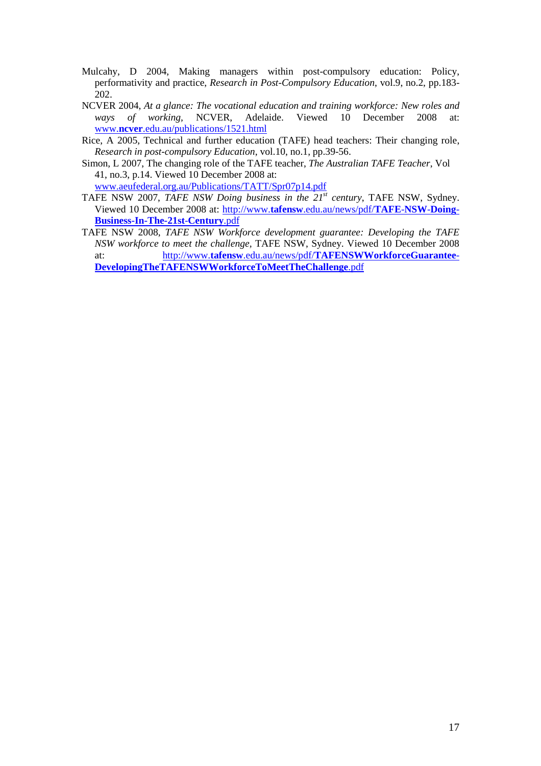Mulcahy, D 2004, Making managers within post-compulsory education: Policy, performativity and practice, *Research in Post-Compulsory Education*, vol.9, no.2, pp.183-202.

NCVER 2004, *At a glance: The vocational education and training workforce: New roles and ways of working*, NCVER, Adelaide. Viewed 10 December 2008 at: www.**ncver**.edu.au/publications/1521.html

Rice, A 2005, Technical and further education (TAFE) head teachers: Their changing role, *Research in post-compulsory Education*, vol.10, no.1, pp.39-56.

Simon, L 2007, The changing role of the TAFE teacher, *The Australian TAFE Teacher*, Vol 41, no.3, p.14. Viewed 10 December 2008 at: www.aeufederal.org.au/Publications/TATT/Spr07p14.pdf

TAFE NSW 2007, *TAFE NSW Doing business in the 21st century*, TAFE NSW, Sydney. Viewed 10 December 2008 at: http://www.**tafensw**.edu.au/news/pdf/**TAFE-NSW-Doing-Business-In-The-21st-Century**.pdf

TAFE NSW 2008, *TAFE NSW Workforce development guarantee: Developing the TAFE NSW workforce to meet the challenge*, TAFE NSW, Sydney. Viewed 10 December 2008 at: http://www.**tafensw**.edu.au/news/pdf/**TAFENSWWorkforceGuarantee-DevelopingTheTAFENSWWorkforceToMeetTheChallenge**.pdf